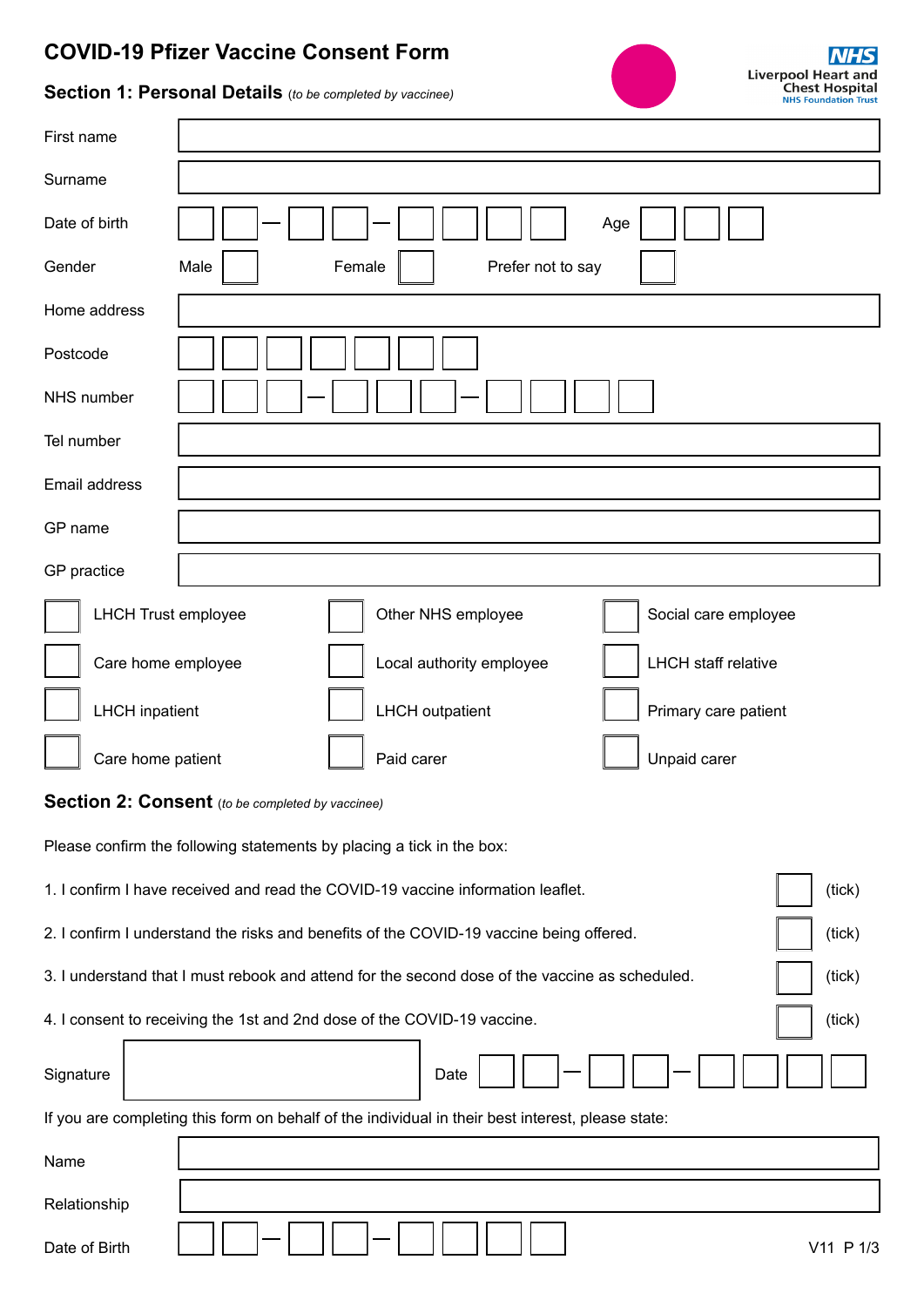# COVID-19 Pfizer Vaccine Consent Form

Liverpool Heart and Chest Hospital
NHS Foundation Trust

## Section 1: Personal Details *(to be completed by vaccinee)*

| | |
|---|---|
| First name | |
| Surname | |
| Date of birth | ☐☐ – ☐☐ – ☐☐☐☐ Age ☐☐☐ |
| Gender | Male ☐ Female ☐ Prefer not to say ☐ |
| Home address | |
| Postcode | ☐☐☐☐☐☐☐ |
| NHS number | ☐☐☐ – ☐☐☐ – ☐☐☐☐ |
| Tel number | |
| Email address | |
| GP name | |
| GP practice | |

| | | |
|---|---|---|
| ☐ LHCH Trust employee | ☐ Other NHS employee | ☐ Social care employee |
| ☐ Care home employee | ☐ Local authority employee | ☐ LHCH staff relative |
| ☐ LHCH inpatient | ☐ LHCH outpatient | ☐ Primary care patient |
| ☐ Care home patient | ☐ Paid carer | ☐ Unpaid carer |

## Section 2: Consent *(to be completed by vaccinee)*

Please confirm the following statements by placing a tick in the box:

1. I confirm I have received and read the COVID-19 vaccine information leaflet. ☐ (tick)
2. I confirm I understand the risks and benefits of the COVID-19 vaccine being offered. ☐ (tick)
3. I understand that I must rebook and attend for the second dose of the vaccine as scheduled. ☐ (tick)
4. I consent to receiving the 1st and 2nd dose of the COVID-19 vaccine. ☐ (tick)

Signature ____________________ Date ☐☐ – ☐☐ – ☐☐☐☐

If you are completing this form on behalf of the individual in their best interest, please state:

| | |
|---|---|
| Name | |
| Relationship | |
| Date of Birth | ☐☐ – ☐☐ – ☐☐☐☐ |

V11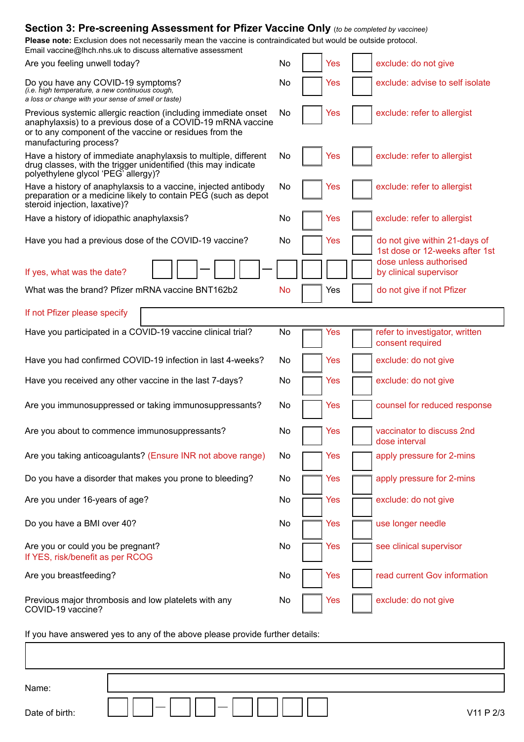## Section 3: Pre-screening Assessment for Pfizer Vaccine Only *(to be completed by vaccinee)*

**Please note:** Exclusion does not necessarily mean the vaccine is contraindicated but would be outside protocol.
Email vaccine@lhch.nhs.uk to discuss alternative assessment

| Question | No | | Yes | | Action |
|---|---|---|---|---|---|
| Are you feeling unwell today? | No | ☐ | Yes | ☐ | exclude: do not give |
| Do you have any COVID-19 symptoms? *(i.e. high temperature, a new continuous cough, a loss or change with your sense of smell or taste)* | No | ☐ | Yes | ☐ | exclude: advise to self isolate |
| Previous systemic allergic reaction (including immediate onset anaphylaxsis) to a previous dose of a COVID-19 mRNA vaccine or to any component of the vaccine or residues from the manufacturing process? | No | ☐ | Yes | ☐ | exclude: refer to allergist |
| Have a history of immediate anaphylaxsis to multiple, different drug classes, with the trigger unidentified (this may indicate polyethylene glycol 'PEG' allergy)? | No | ☐ | Yes | ☐ | exclude: refer to allergist |
| Have a history of anaphylaxsis to a vaccine, injected antibody preparation or a medicine likely to contain PEG (such as depot steroid injection, laxative)? | No | ☐ | Yes | ☐ | exclude: refer to allergist |
| Have a history of idiopathic anaphylaxsis? | No | ☐ | Yes | ☐ | exclude: refer to allergist |
| Have you had a previous dose of the COVID-19 vaccine? | No | ☐ | Yes | ☐ | do not give within 21-days of 1st dose or 12-weeks after 1st dose unless authorised by clinical supervisor |
| If yes, what was the date? ☐☐–☐☐–☐☐☐☐ | | | | | |
| What was the brand? Pfizer mRNA vaccine BNT162b2 | No | ☐ | Yes | ☐ | do not give if not Pfizer |
| If not Pfizer please specify: | | | | | |
| Have you participated in a COVID-19 vaccine clinical trial? | No | ☐ | Yes | ☐ | refer to investigator, written consent required |
| Have you had confirmed COVID-19 infection in last 4-weeks? | No | ☐ | Yes | ☐ | exclude: do not give |
| Have you received any other vaccine in the last 7-days? | No | ☐ | Yes | ☐ | exclude: do not give |
| Are you immunosuppressed or taking immunosuppressants? | No | ☐ | Yes | ☐ | counsel for reduced response |
| Are you about to commence immunosuppressants? | No | ☐ | Yes | ☐ | vaccinator to discuss 2nd dose interval |
| Are you taking anticoagulants? (Ensure INR not above range) | No | ☐ | Yes | ☐ | apply pressure for 2-mins |
| Do you have a disorder that makes you prone to bleeding? | No | ☐ | Yes | ☐ | apply pressure for 2-mins |
| Are you under 16-years of age? | No | ☐ | Yes | ☐ | exclude: do not give |
| Do you have a BMI over 40? | No | ☐ | Yes | ☐ | use longer needle |
| Are you or could you be pregnant? If YES, risk/benefit as per RCOG | No | ☐ | Yes | ☐ | see clinical supervisor |
| Are you breastfeeding? | No | ☐ | Yes | ☐ | read current Gov information |
| Previous major thrombosis and low platelets with any COVID-19 vaccine? | No | ☐ | Yes | ☐ | exclude: do not give |

If you have answered yes to any of the above please provide further details:

Name:

Date of birth: ☐☐–☐☐–☐☐☐☐

V11 P 2/3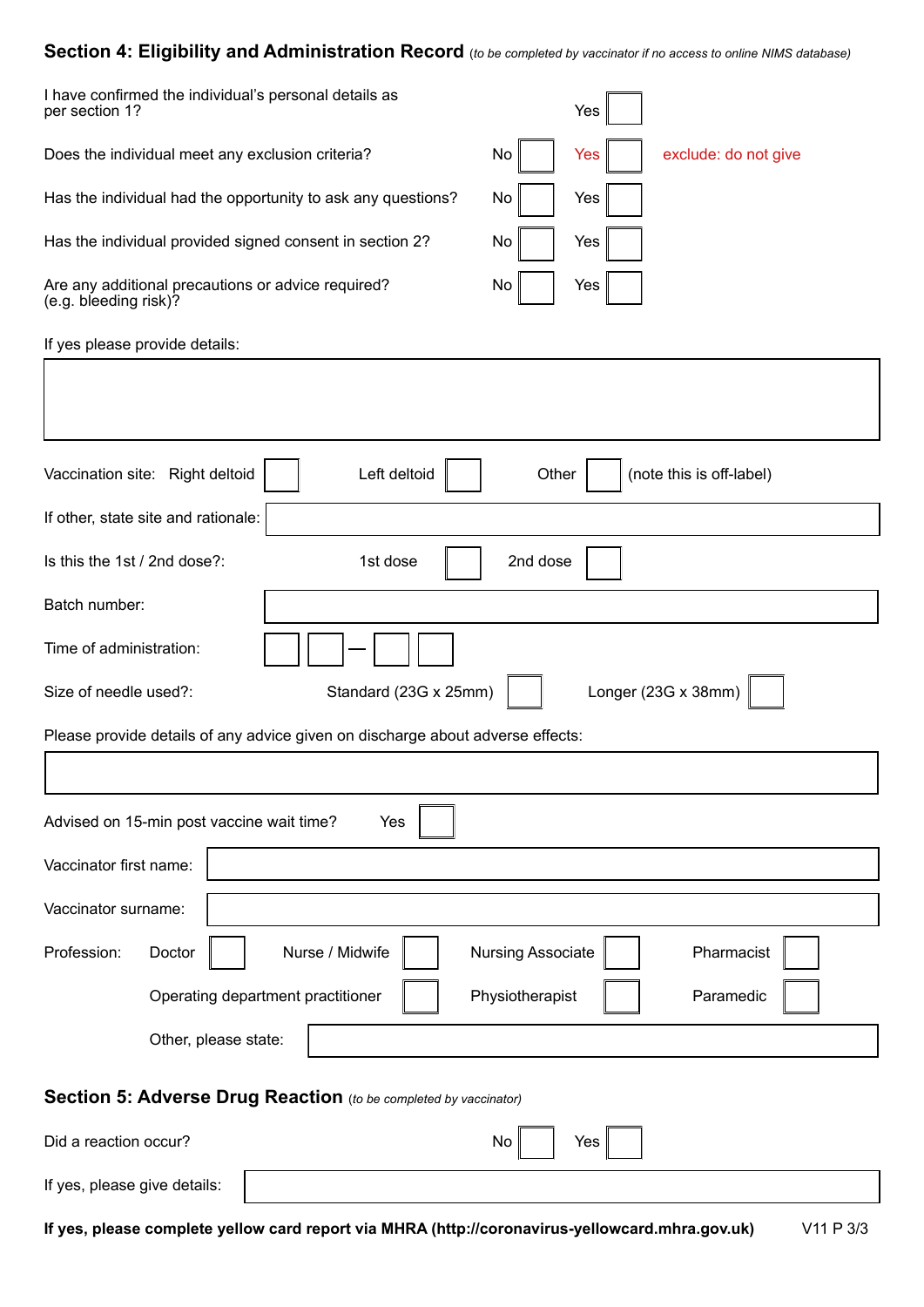## Section 4: Eligibility and Administration Record *(to be completed by vaccinator if no access to online NIMS database)*

I have confirmed the individual's personal details as per section 1? Yes ☐

Does the individual meet any exclusion criteria? No ☐ Yes ☐ exclude: do not give

Has the individual had the opportunity to ask any questions? No ☐ Yes ☐

Has the individual provided signed consent in section 2? No ☐ Yes ☐

Are any additional precautions or advice required? (e.g. bleeding risk)? No ☐ Yes ☐

If yes please provide details:

Vaccination site: Right deltoid ☐ Left deltoid ☐ Other ☐ (note this is off-label)

If other, state site and rationale:

Is this the 1st / 2nd dose?: 1st dose ☐ 2nd dose ☐

Batch number:

Time of administration: ☐☐ — ☐☐

Size of needle used?: Standard (23G x 25mm) ☐ Longer (23G x 38mm) ☐

Please provide details of any advice given on discharge about adverse effects:

Advised on 15-min post vaccine wait time? Yes ☐

Vaccinator first name:

Vaccinator surname:

Profession: Doctor ☐ Nurse / Midwife ☐ Nursing Associate ☐ Pharmacist ☐

Operating department practitioner ☐ Physiotherapist ☐ Paramedic ☐

Other, please state:

## Section 5: Adverse Drug Reaction *(to be completed by vaccinator)*

Did a reaction occur? No ☐ Yes ☐

If yes, please give details:

**If yes, please complete yellow card report via MHRA (http://coronavirus-yellowcard.mhra.gov.uk)**

V11 P 3/3